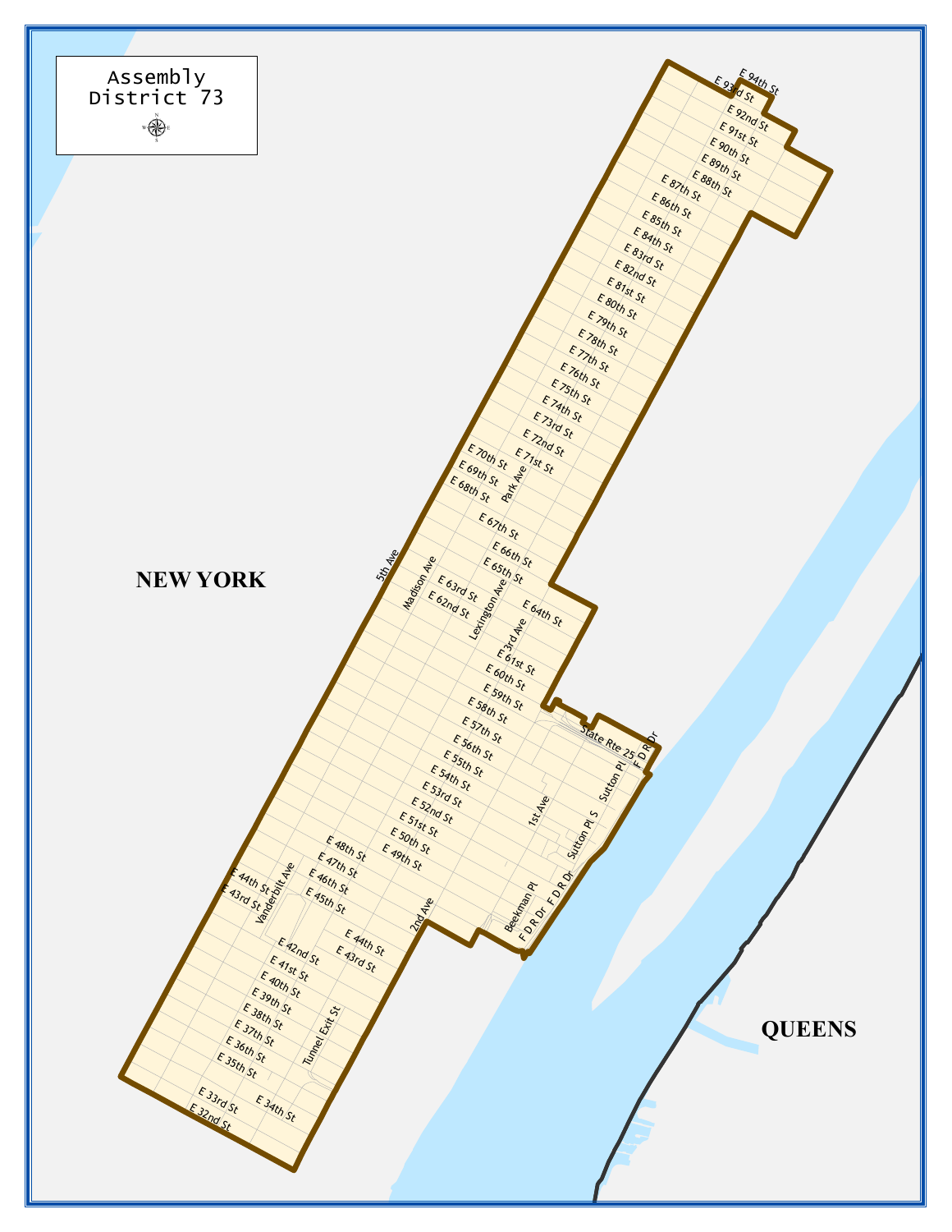# Assembly District 73

NEW YORK

QUEENS

5th Ave
Madison Ave
Park Ave
Lexington Ave
3rd Ave
2nd Ave
1st Ave
Vanderbilt Ave
Tunnel Exit St
Beekman Pl
Sutton Pl
Sutton Pl S
F D R Dr
State Rte 25

E 94th St
E 93rd St
E 92nd St
E 91st St
E 90th St
E 89th St
E 88th St
E 87th St
E 86th St
E 85th St
E 84th St
E 83rd St
E 82nd St
E 81st St
E 80th St
E 79th St
E 78th St
E 77th St
E 76th St
E 75th St
E 74th St
E 73rd St
E 72nd St
E 71st St
E 70th St
E 69th St
E 68th St
E 67th St
E 66th St
E 65th St
E 64th St
E 63rd St
E 62nd St
E 61st St
E 60th St
E 59th St
E 58th St
E 57th St
E 56th St
E 55th St
E 54th St
E 53rd St
E 52nd St
E 51st St
E 50th St
E 49th St
E 48th St
E 47th St
E 46th St
E 45th St
E 44th St
E 43rd St
E 42nd St
E 41st St
E 40th St
E 39th St
E 38th St
E 37th St
E 36th St
E 35th St
E 34th St
E 33rd St
E 32nd St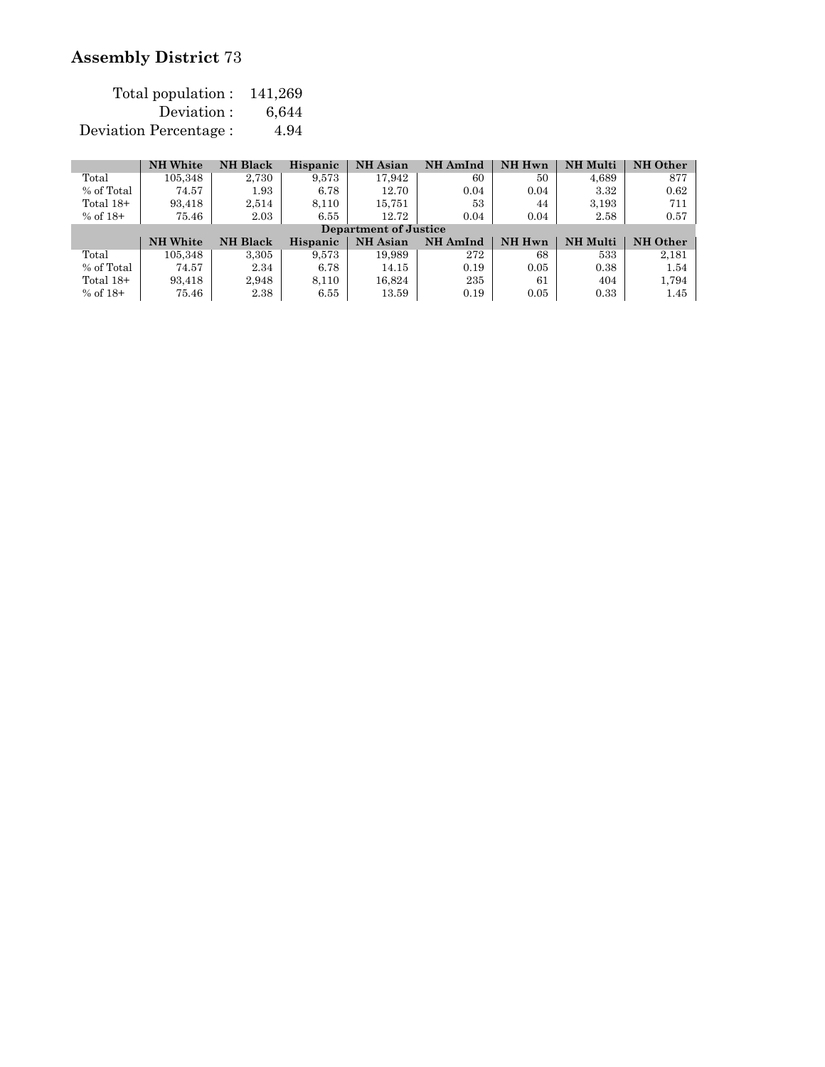**Assembly District** 73

Total population : 141,269
Deviation : 6,644
Deviation Percentage : 4.94

| | NH White | NH Black | Hispanic | NH Asian | NH AmInd | NH Hwn | NH Multi | NH Other |
|---|---|---|---|---|---|---|---|---|
| Total | 105,348 | 2,730 | 9,573 | 17,942 | 60 | 50 | 4,689 | 877 |
| % of Total | 74.57 | 1.93 | 6.78 | 12.70 | 0.04 | 0.04 | 3.32 | 0.62 |
| Total 18+ | 93,418 | 2,514 | 8,110 | 15,751 | 53 | 44 | 3,193 | 711 |
| % of 18+ | 75.46 | 2.03 | 6.55 | 12.72 | 0.04 | 0.04 | 2.58 | 0.57 |
| **Department of Justice** | | | | | | | | |
| | NH White | NH Black | Hispanic | NH Asian | NH AmInd | NH Hwn | NH Multi | NH Other |
| Total | 105,348 | 3,305 | 9,573 | 19,989 | 272 | 68 | 533 | 2,181 |
| % of Total | 74.57 | 2.34 | 6.78 | 14.15 | 0.19 | 0.05 | 0.38 | 1.54 |
| Total 18+ | 93,418 | 2,948 | 8,110 | 16,824 | 235 | 61 | 404 | 1,794 |
| % of 18+ | 75.46 | 2.38 | 6.55 | 13.59 | 0.19 | 0.05 | 0.33 | 1.45 |